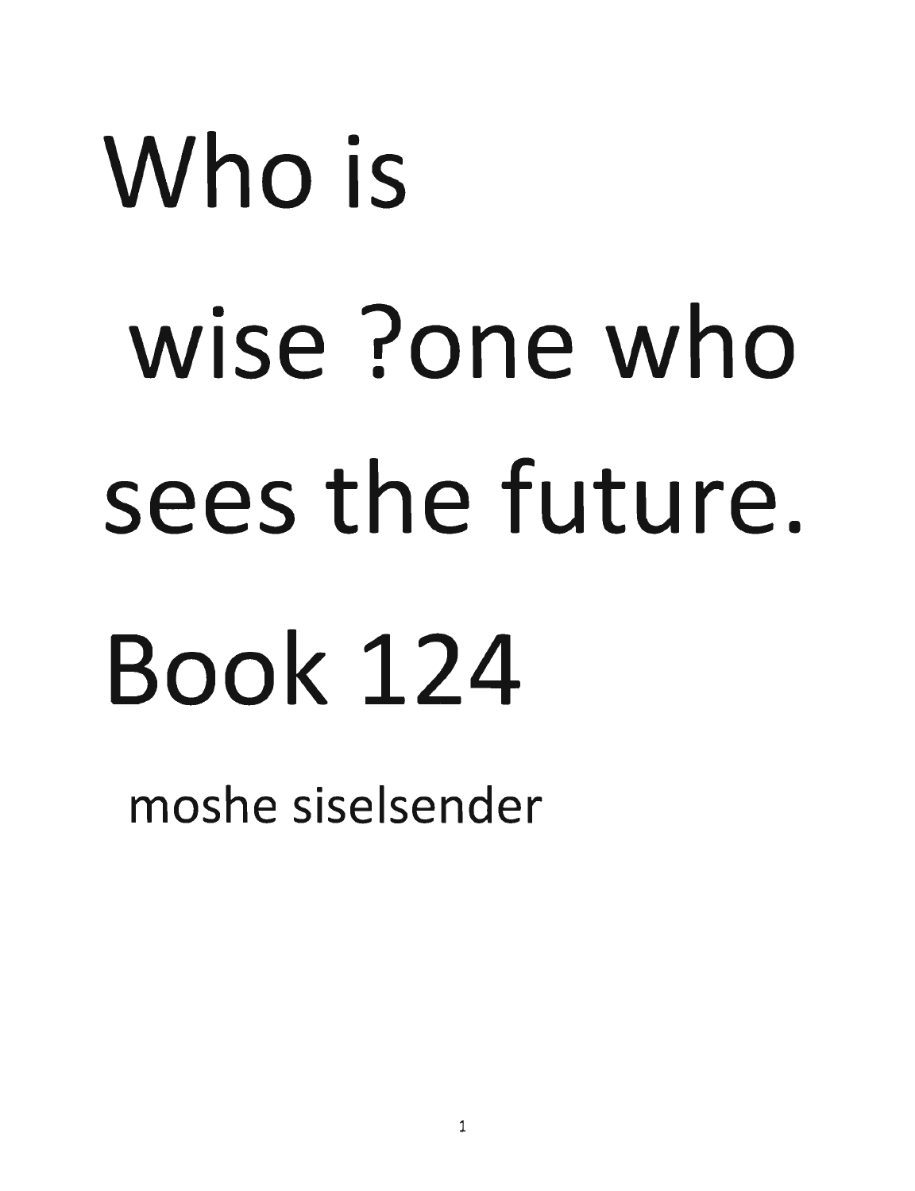# Who is wise ?one who sees the future. Book 124

moshe siselsender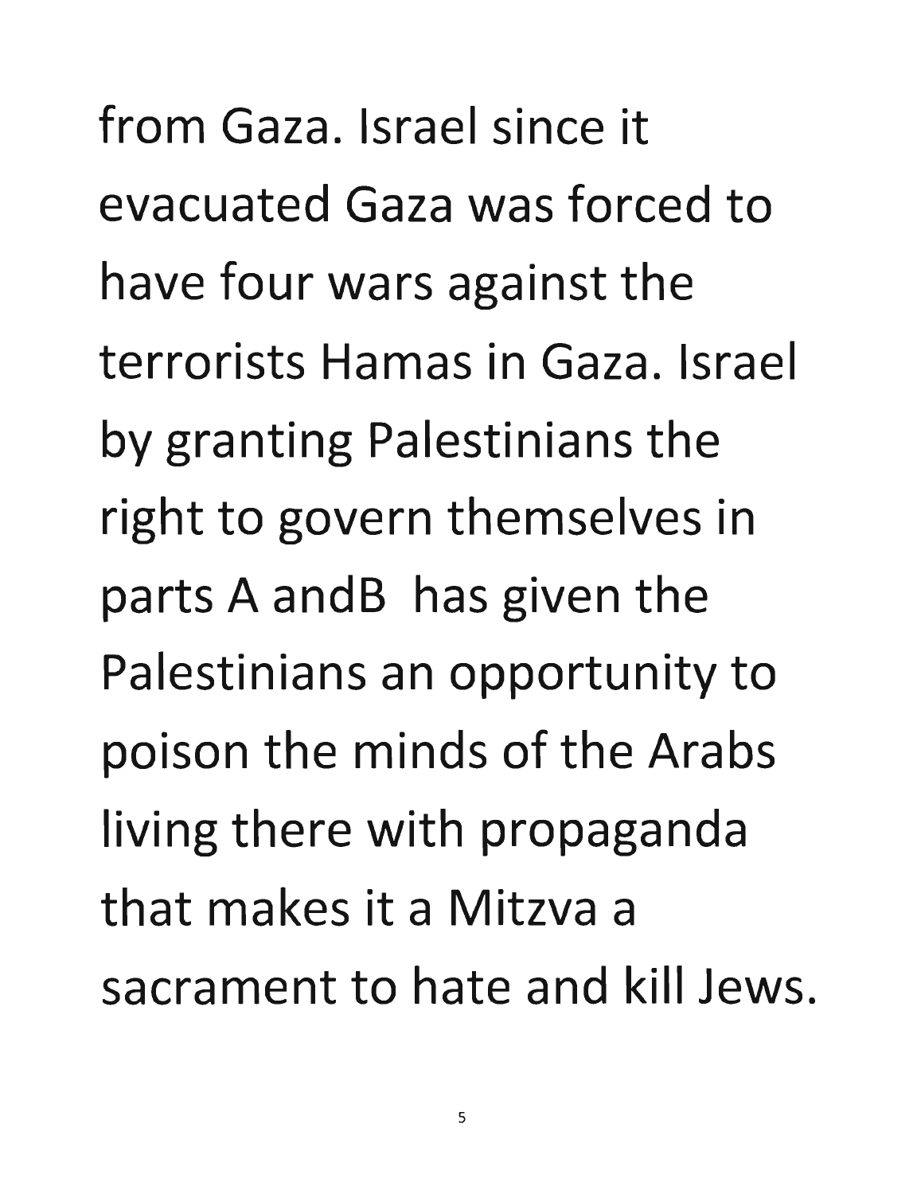from Gaza. Israel since it evacuated Gaza was forced to have four wars against the terrorists Hamas in Gaza. Israel by granting Palestinians the right to govern themselves in parts A andB has given the Palestinians an opportunity to poison the minds of the Arabs living there with propaganda that makes it a Mitzva a sacrament to hate and kill Jews.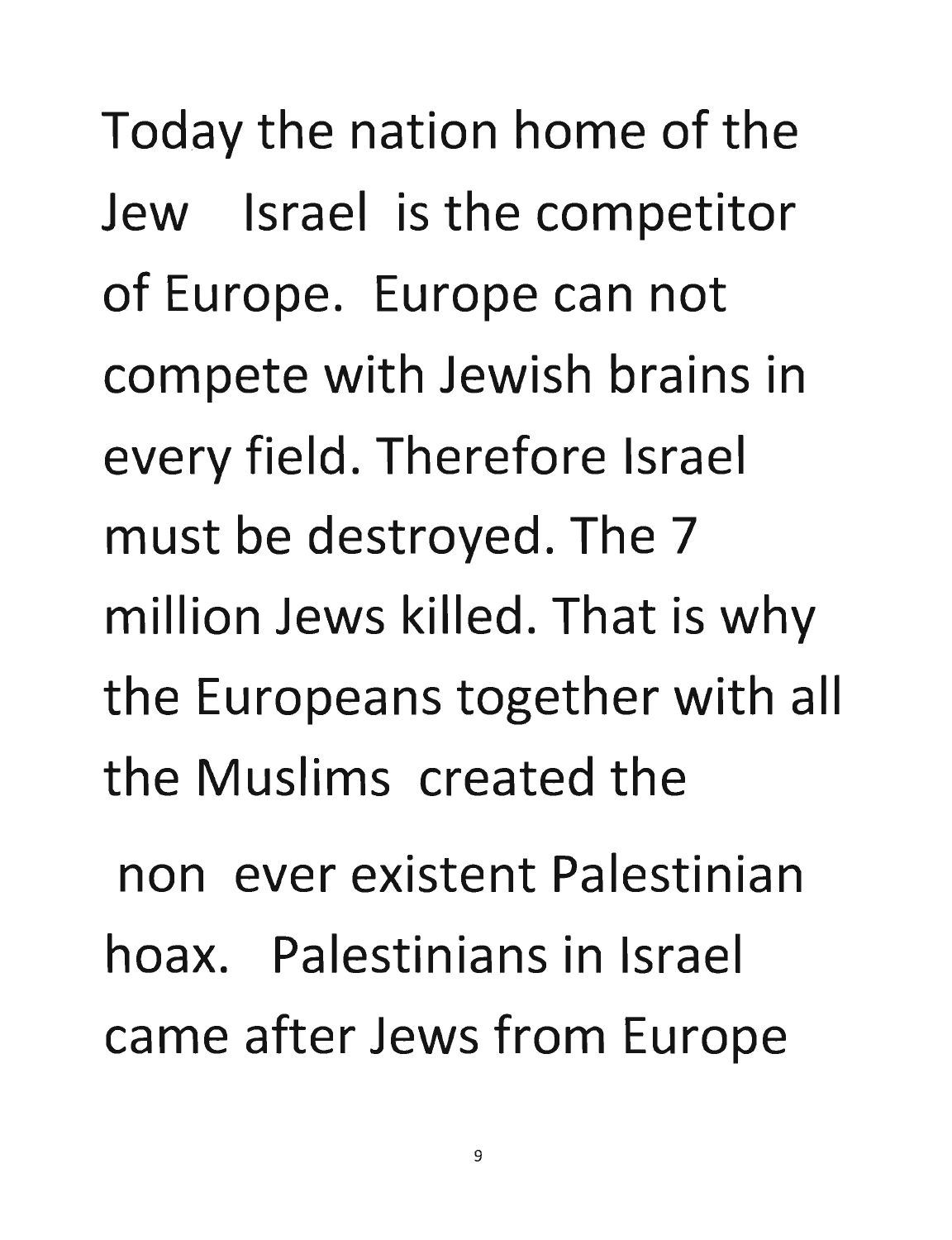Today the nation home of the Jew Israel is the competitor of Europe. Europe can not compete with Jewish brains in every field. Therefore Israel must be destroyed. The 7 million Jews killed. That is why the Europeans together with all the Muslims created the

non ever existent Palestinian hoax. Palestinians in Israel came after Jews from Europe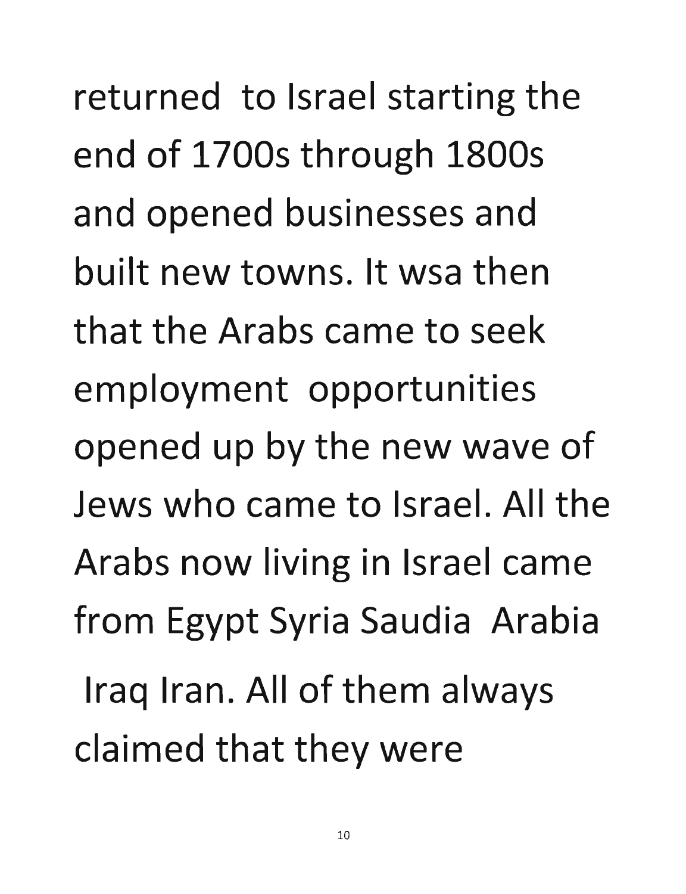returned to Israel starting the end of 1700s through 1800s and opened businesses and built new towns. It wsa then that the Arabs came to seek employment opportunities opened up by the new wave of Jews who came to Israel. All the Arabs now living in Israel came from Egypt Syria Saudia Arabia Iraq Iran. All of them always claimed that they were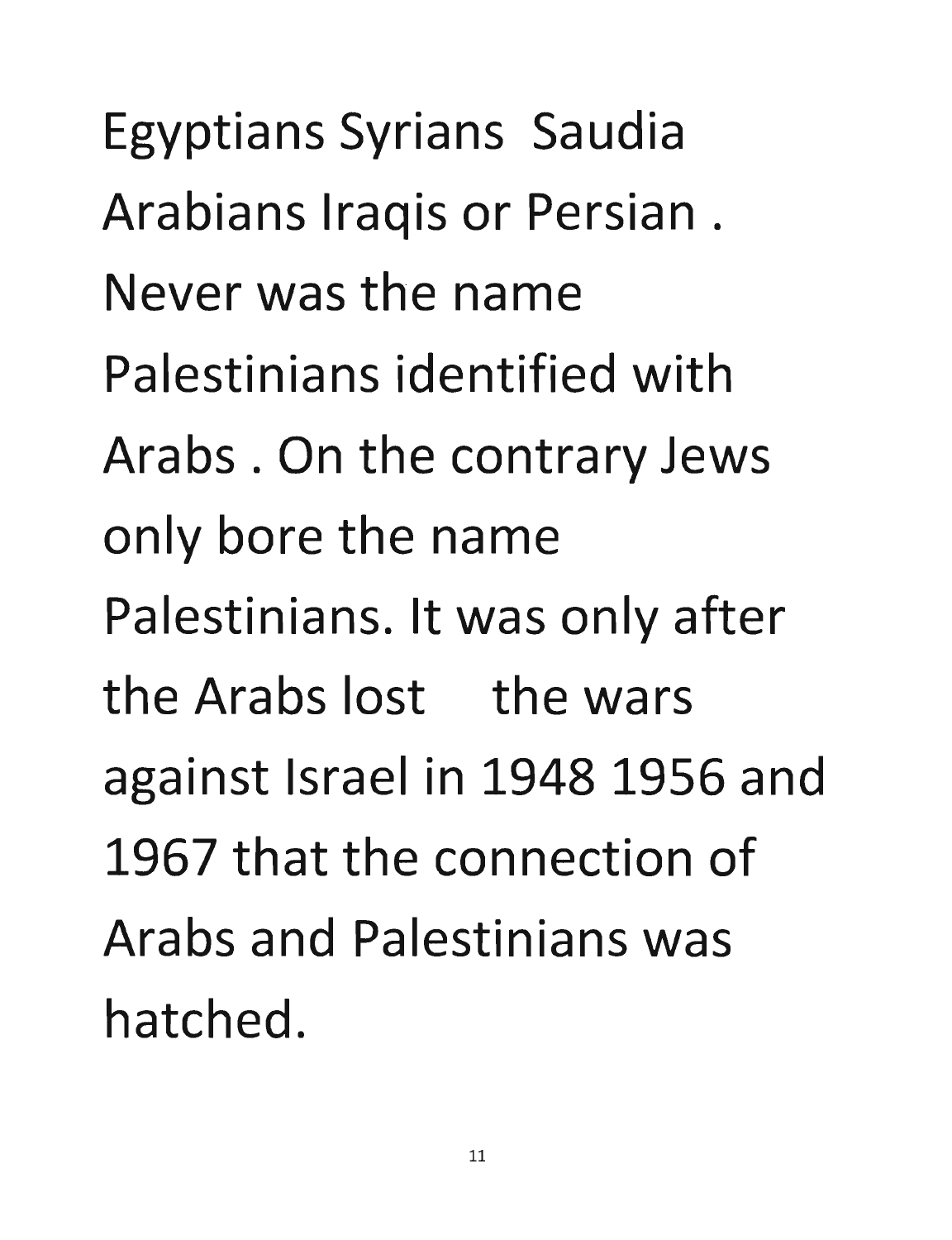Egyptians Syrians Saudia Arabians Iraqis or Persian . Never was the name Palestinians identified with Arabs . On the contrary Jews only bore the name Palestinians. It was only after the Arabs lost the wars against Israel in 1948 1956 and 1967 that the connection of Arabs and Palestinians was hatched.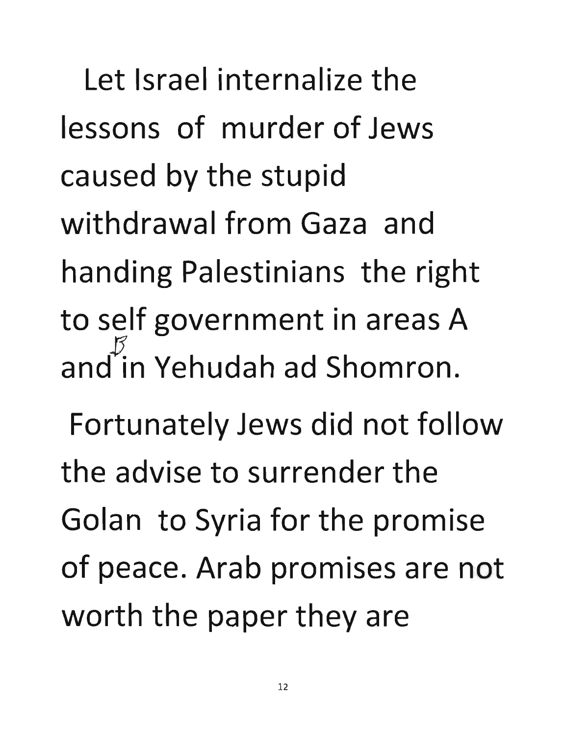Let Israel internalize the lessons of murder of Jews caused by the stupid withdrawal from Gaza and handing Palestinians the right to self government in areas A and B in Yehudah ad Shomron.

Fortunately Jews did not follow the advise to surrender the Golan to Syria for the promise of peace. Arab promises are not worth the paper they are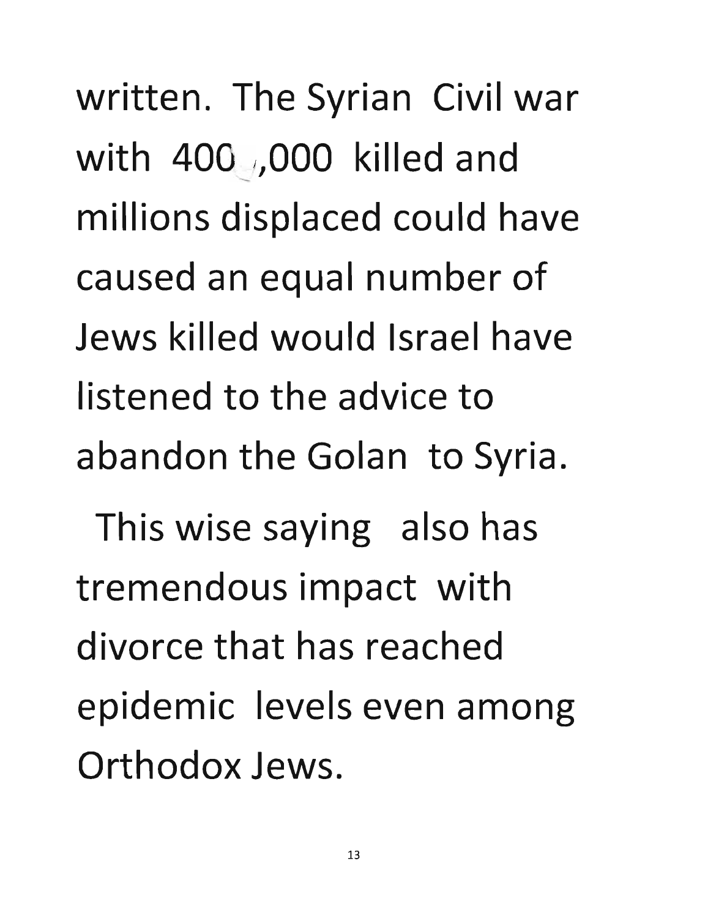written. The Syrian Civil war with 400,000 killed and millions displaced could have caused an equal number of Jews killed would Israel have listened to the advice to abandon the Golan to Syria.

This wise saying also has tremendous impact with divorce that has reached epidemic levels even among Orthodox Jews.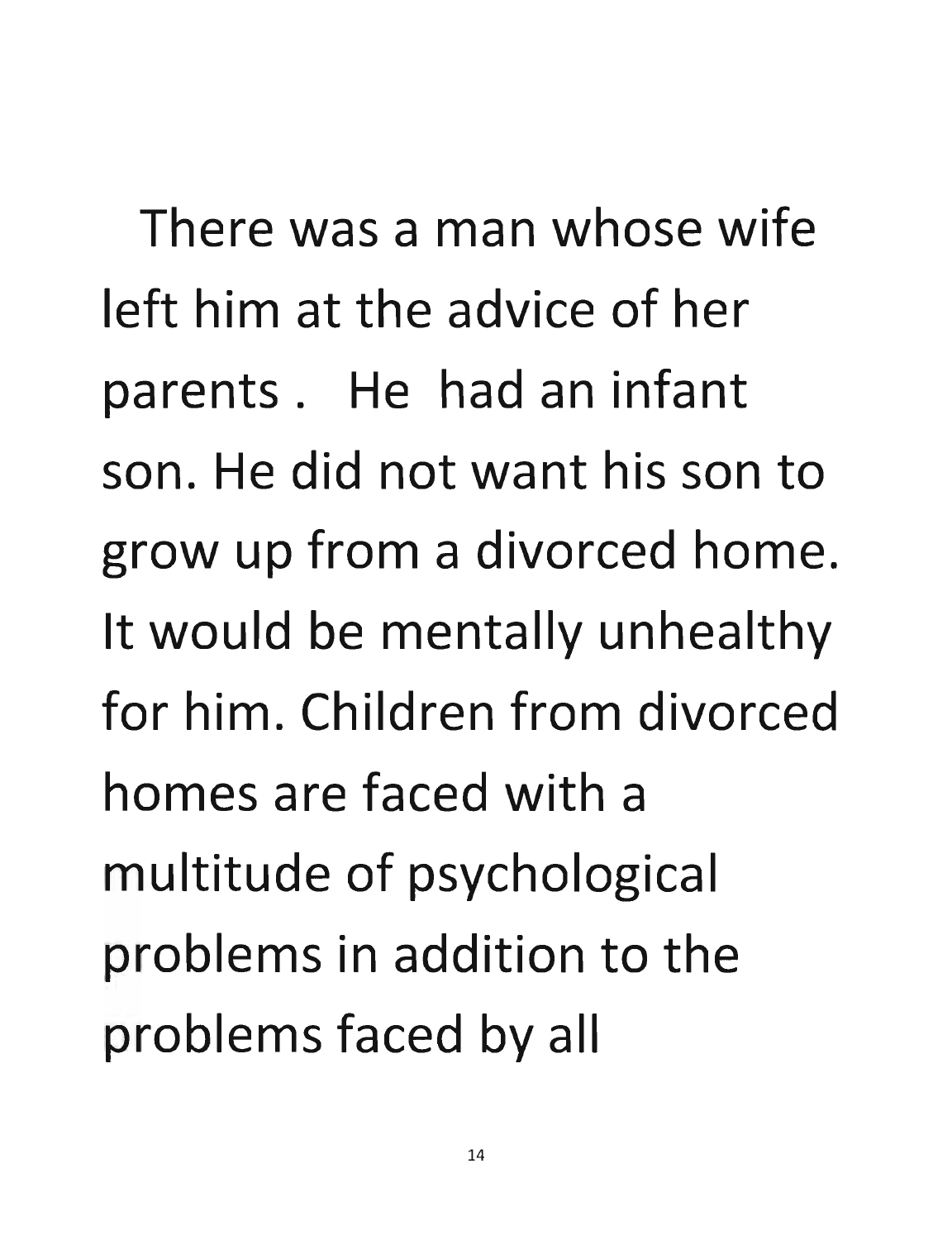There was a man whose wife left him at the advice of her parents . He had an infant son. He did not want his son to grow up from a divorced home. It would be mentally unhealthy for him. Children from divorced homes are faced with a multitude of psychological problems in addition to the problems faced by all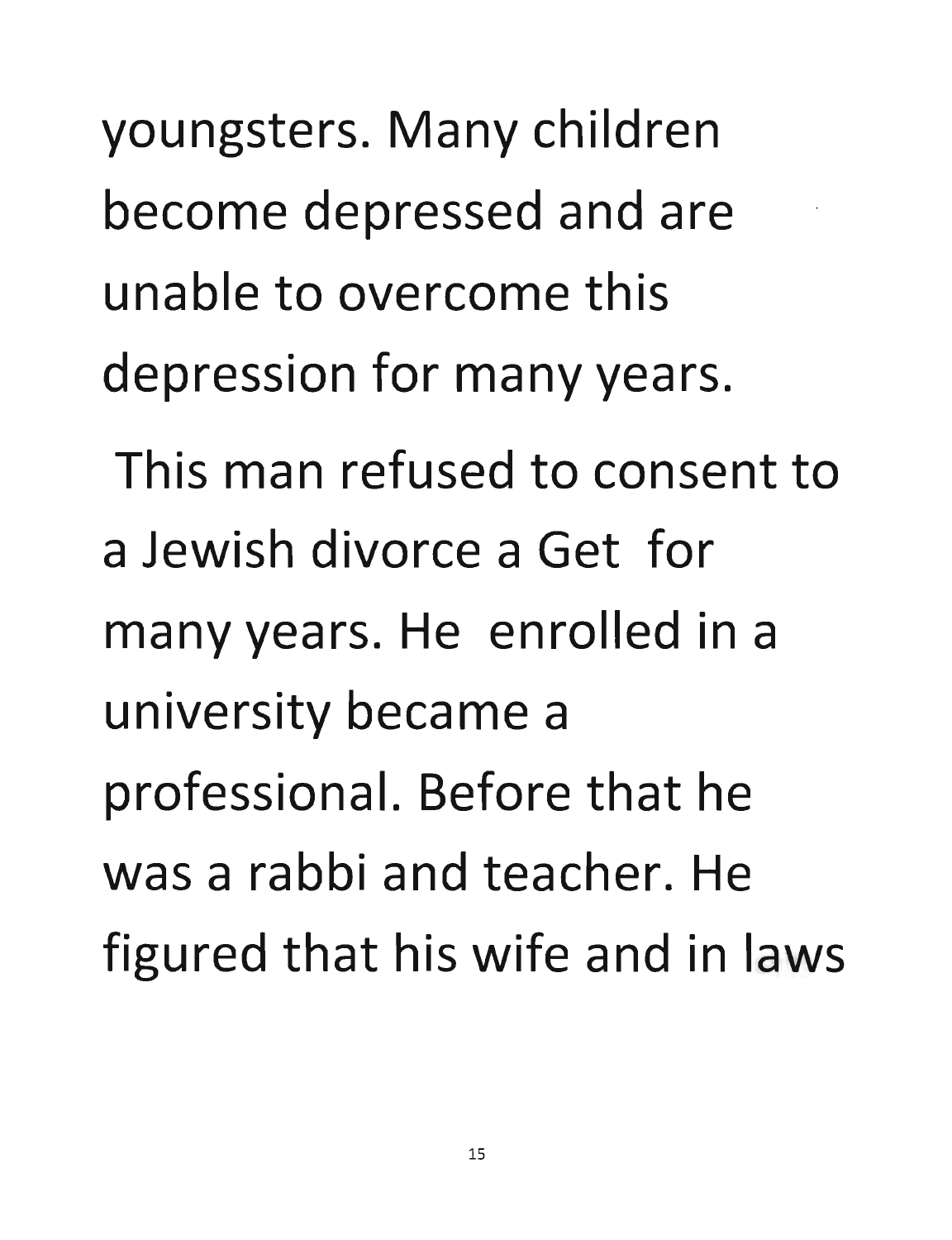youngsters. Many children become depressed and are unable to overcome this depression for many years.

This man refused to consent to a Jewish divorce a Get for many years. He enrolled in a university became a professional. Before that he was a rabbi and teacher. He figured that his wife and in laws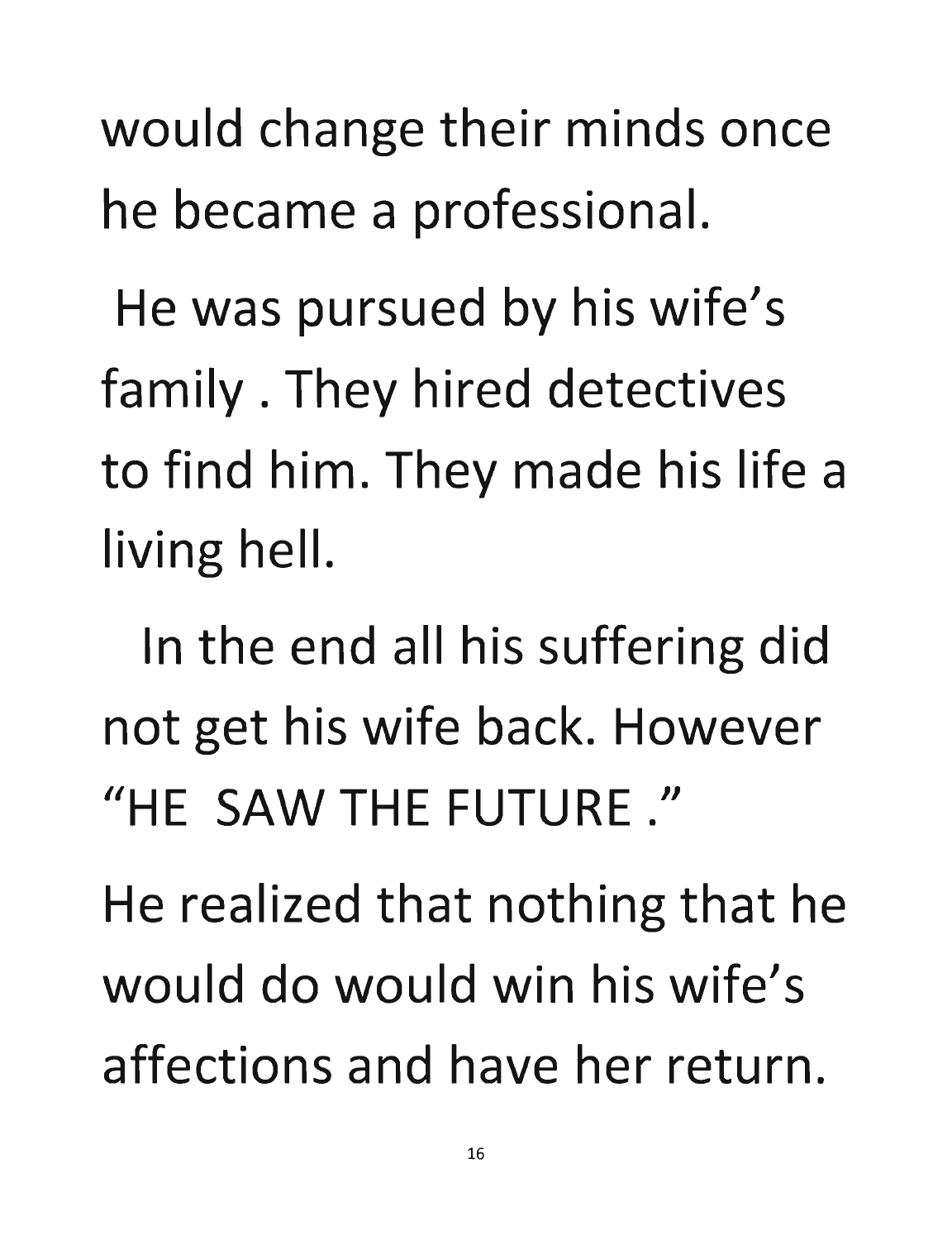would change their minds once he became a professional.

He was pursued by his wife's family . They hired detectives to find him. They made his life a living hell.

In the end all his suffering did not get his wife back. However "HE SAW THE FUTURE ."

He realized that nothing that he would do would win his wife's affections and have her return.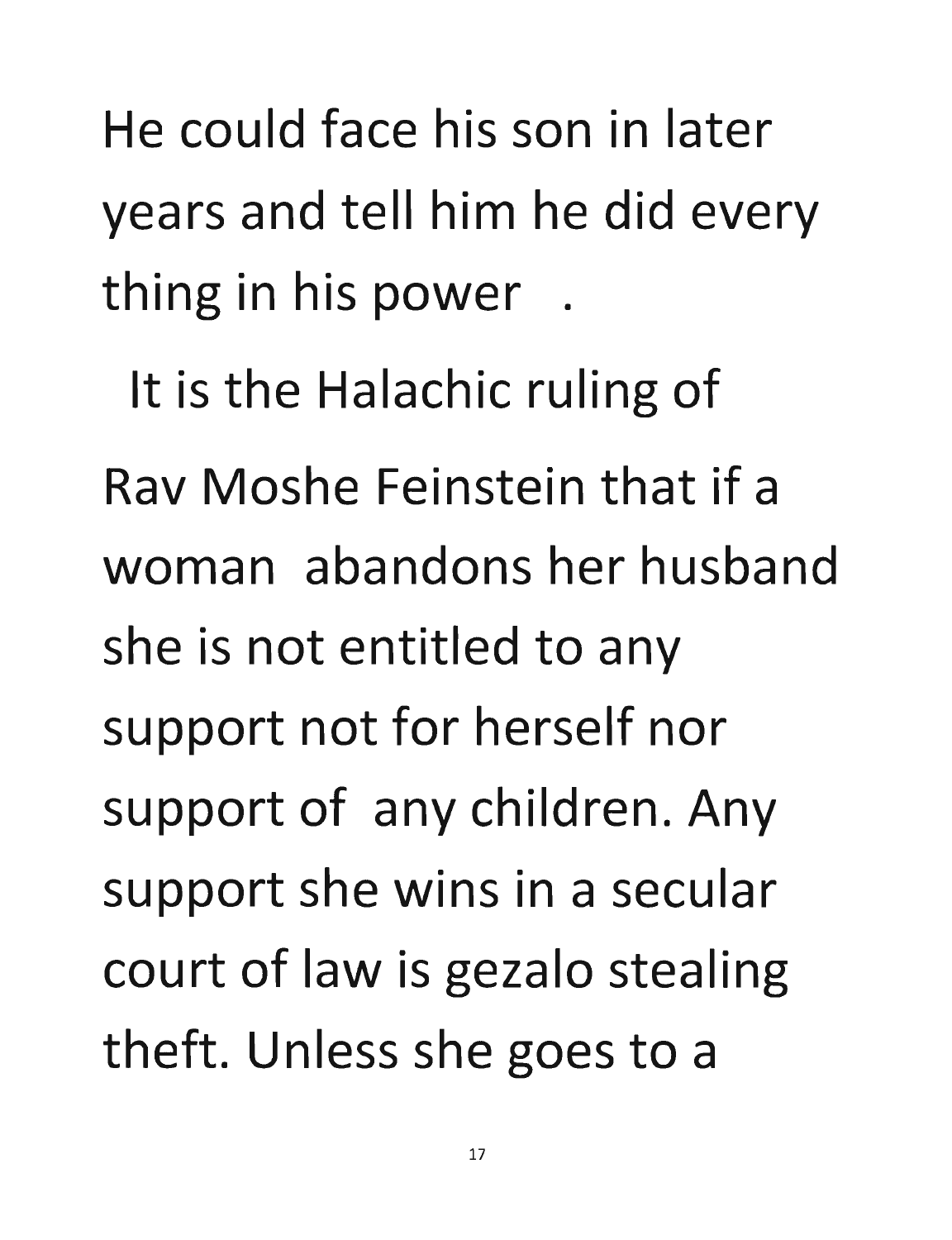He could face his son in later years and tell him he did every thing in his power .

It is the Halachic ruling of Rav Moshe Feinstein that if a woman abandons her husband she is not entitled to any support not for herself nor support of any children. Any support she wins in a secular court of law is gezalo stealing theft. Unless she goes to a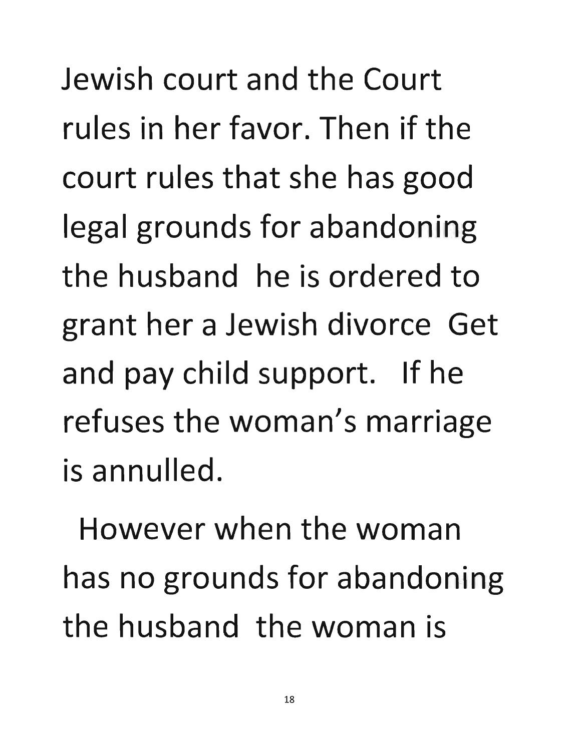Jewish court and the Court rules in her favor. Then if the court rules that she has good legal grounds for abandoning the husband he is ordered to grant her a Jewish divorce Get and pay child support. If he refuses the woman's marriage is annulled.

However when the woman has no grounds for abandoning the husband the woman is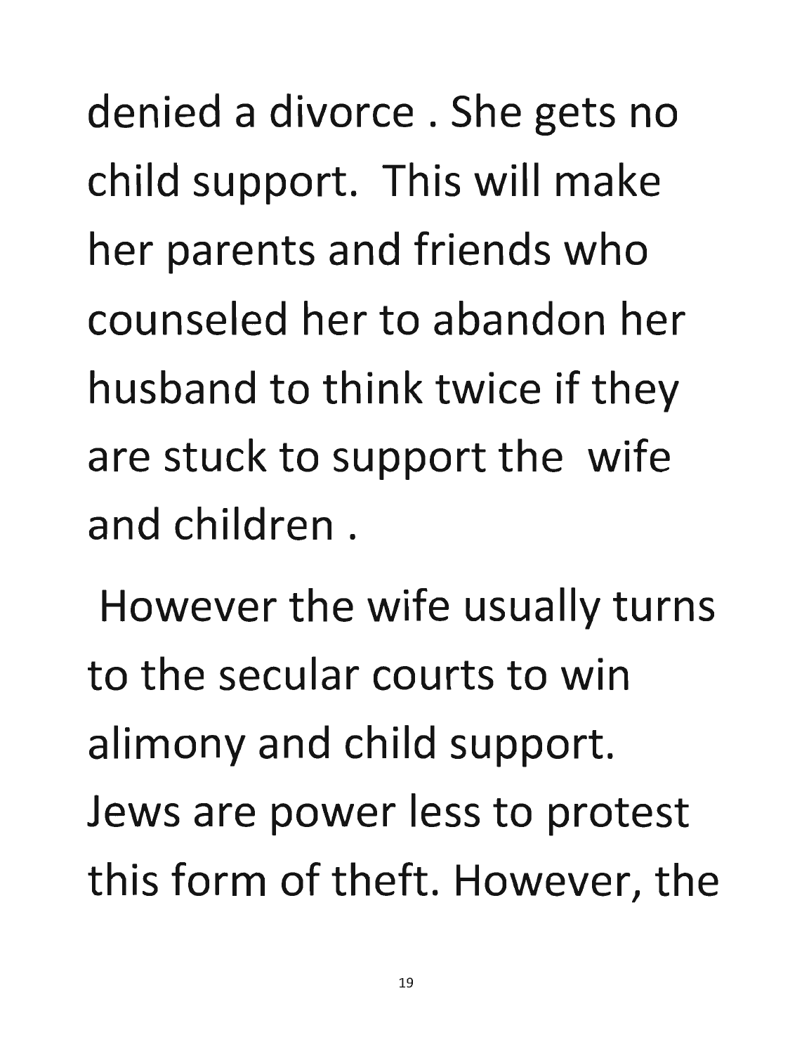denied a divorce . She gets no child support. This will make her parents and friends who counseled her to abandon her husband to think twice if they are stuck to support the wife and children .

However the wife usually turns to the secular courts to win alimony and child support. Jews are power less to protest this form of theft. However, the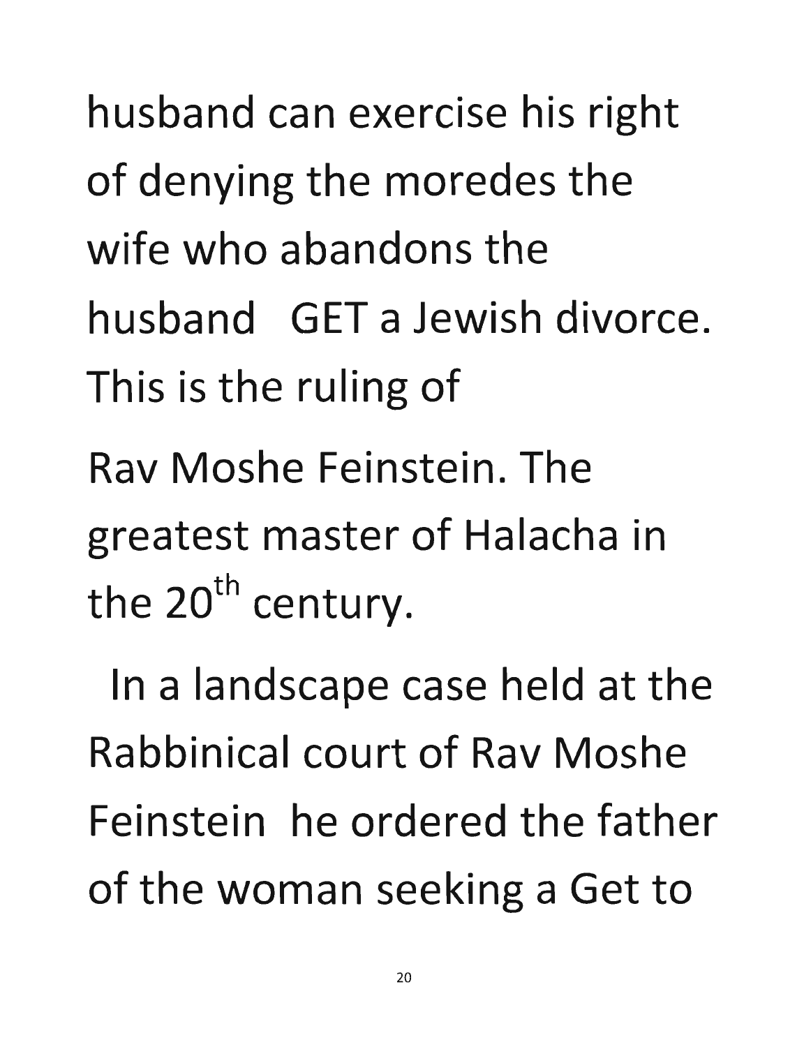husband can exercise his right of denying the moredes the wife who abandons the husband GET a Jewish divorce. This is the ruling of

Rav Moshe Feinstein. The greatest master of Halacha in the 20th century.

In a landscape case held at the Rabbinical court of Rav Moshe Feinstein he ordered the father of the woman seeking a Get to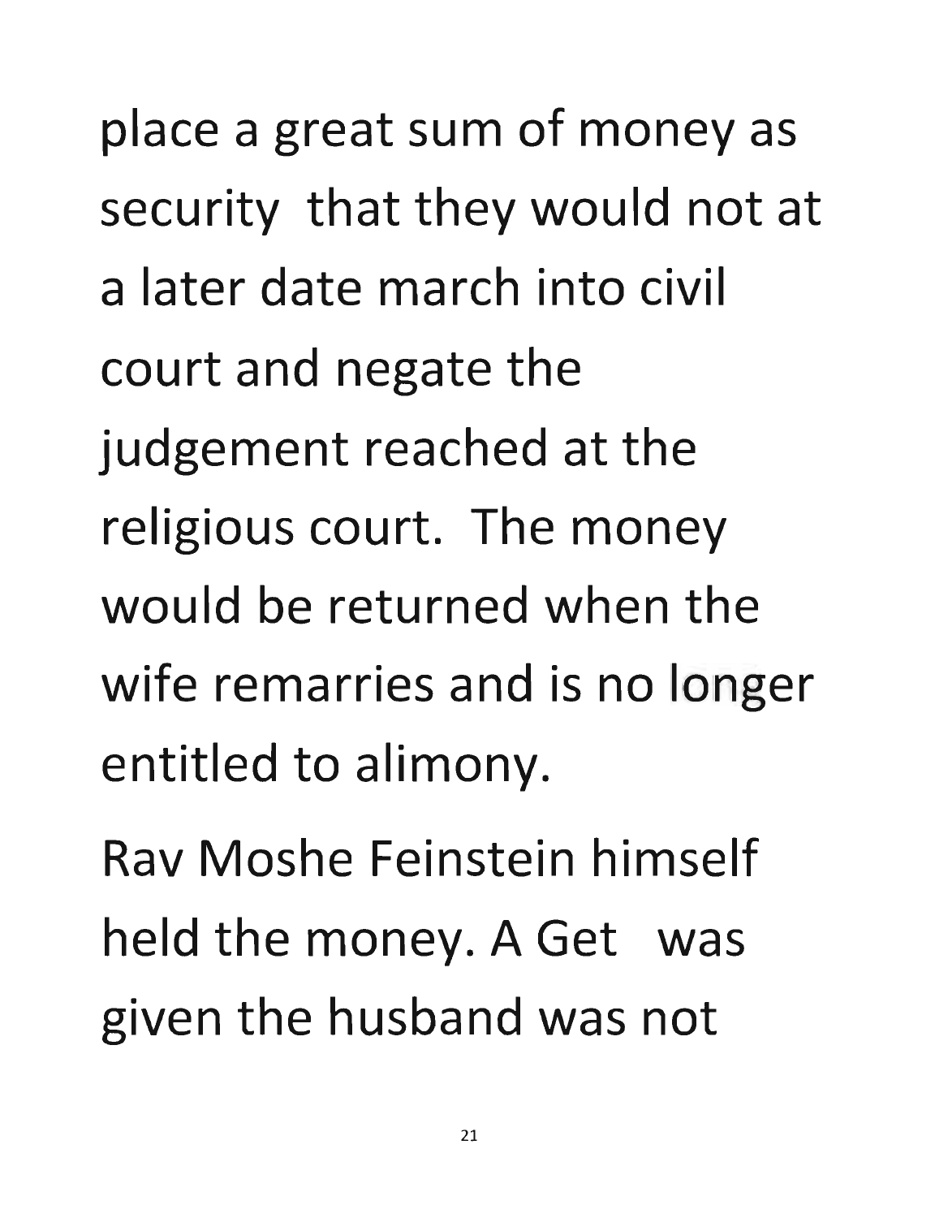place a great sum of money as security that they would not at a later date march into civil court and negate the judgement reached at the religious court. The money would be returned when the wife remarries and is no longer entitled to alimony.

Rav Moshe Feinstein himself held the money. A Get was given the husband was not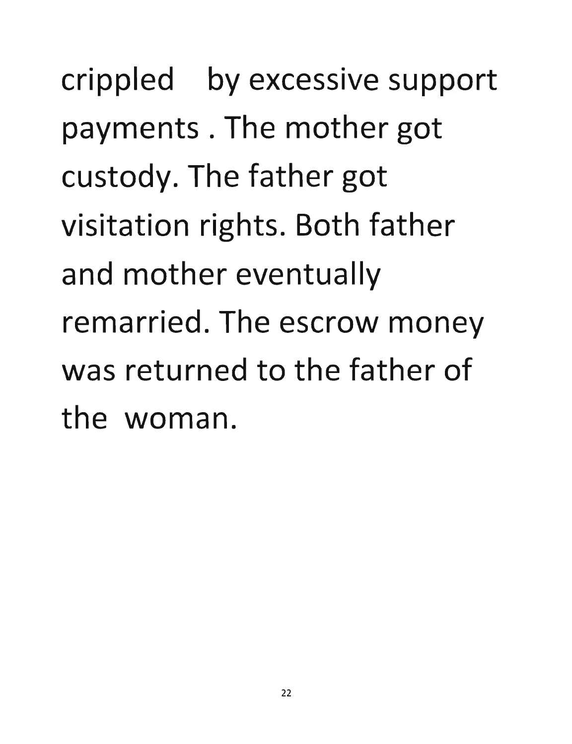crippled by excessive support payments . The mother got custody. The father got visitation rights. Both father and mother eventually remarried. The escrow money was returned to the father of the woman.